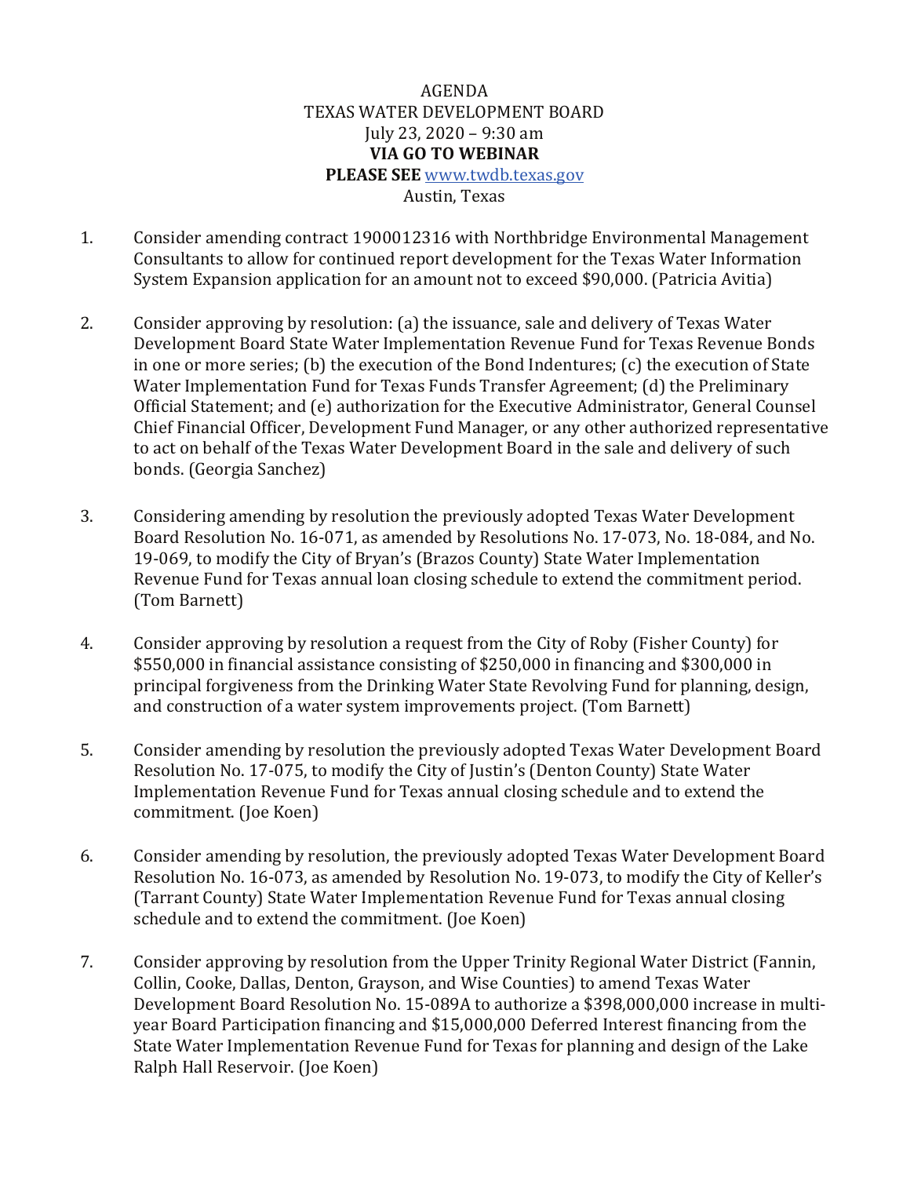AGENDA
TEXAS WATER DEVELOPMENT BOARD
July 23, 2020 – 9:30 am
**VIA GO TO WEBINAR**
**PLEASE SEE** www.twdb.texas.gov
Austin, Texas

1. Consider amending contract 1900012316 with Northbridge Environmental Management Consultants to allow for continued report development for the Texas Water Information System Expansion application for an amount not to exceed $90,000. (Patricia Avitia)

2. Consider approving by resolution: (a) the issuance, sale and delivery of Texas Water Development Board State Water Implementation Revenue Fund for Texas Revenue Bonds in one or more series; (b) the execution of the Bond Indentures; (c) the execution of State Water Implementation Fund for Texas Funds Transfer Agreement; (d) the Preliminary Official Statement; and (e) authorization for the Executive Administrator, General Counsel Chief Financial Officer, Development Fund Manager, or any other authorized representative to act on behalf of the Texas Water Development Board in the sale and delivery of such bonds. (Georgia Sanchez)

3. Considering amending by resolution the previously adopted Texas Water Development Board Resolution No. 16-071, as amended by Resolutions No. 17-073, No. 18-084, and No. 19-069, to modify the City of Bryan's (Brazos County) State Water Implementation Revenue Fund for Texas annual loan closing schedule to extend the commitment period. (Tom Barnett)

4. Consider approving by resolution a request from the City of Roby (Fisher County) for $550,000 in financial assistance consisting of $250,000 in financing and $300,000 in principal forgiveness from the Drinking Water State Revolving Fund for planning, design, and construction of a water system improvements project. (Tom Barnett)

5. Consider amending by resolution the previously adopted Texas Water Development Board Resolution No. 17-075, to modify the City of Justin's (Denton County) State Water Implementation Revenue Fund for Texas annual closing schedule and to extend the commitment. (Joe Koen)

6. Consider amending by resolution, the previously adopted Texas Water Development Board Resolution No. 16-073, as amended by Resolution No. 19-073, to modify the City of Keller's (Tarrant County) State Water Implementation Revenue Fund for Texas annual closing schedule and to extend the commitment. (Joe Koen)

7. Consider approving by resolution from the Upper Trinity Regional Water District (Fannin, Collin, Cooke, Dallas, Denton, Grayson, and Wise Counties) to amend Texas Water Development Board Resolution No. 15-089A to authorize a $398,000,000 increase in multi-year Board Participation financing and $15,000,000 Deferred Interest financing from the State Water Implementation Revenue Fund for Texas for planning and design of the Lake Ralph Hall Reservoir. (Joe Koen)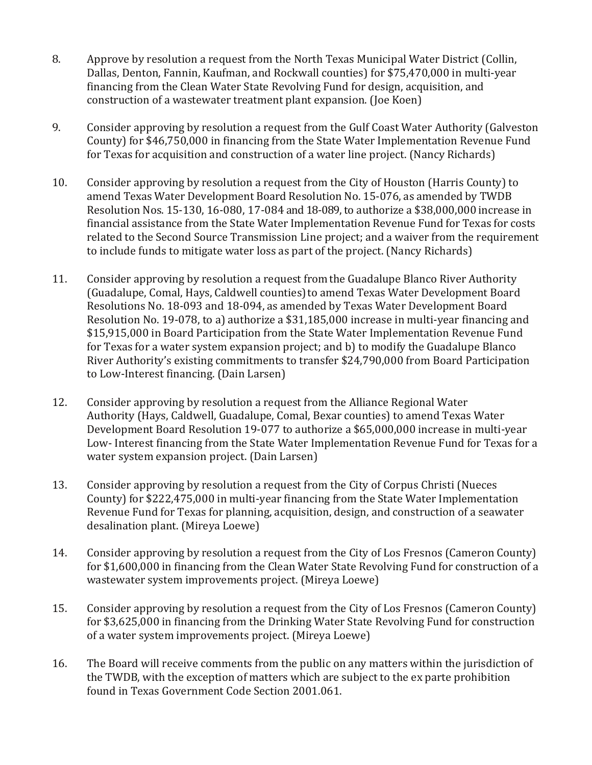8. Approve by resolution a request from the North Texas Municipal Water District (Collin, Dallas, Denton, Fannin, Kaufman, and Rockwall counties) for $75,470,000 in multi-year financing from the Clean Water State Revolving Fund for design, acquisition, and construction of a wastewater treatment plant expansion. (Joe Koen)

9. Consider approving by resolution a request from the Gulf Coast Water Authority (Galveston County) for $46,750,000 in financing from the State Water Implementation Revenue Fund for Texas for acquisition and construction of a water line project. (Nancy Richards)

10. Consider approving by resolution a request from the City of Houston (Harris County) to amend Texas Water Development Board Resolution No. 15-076, as amended by TWDB Resolution Nos. 15-130, 16-080, 17-084 and 18-089, to authorize a $38,000,000 increase in financial assistance from the State Water Implementation Revenue Fund for Texas for costs related to the Second Source Transmission Line project; and a waiver from the requirement to include funds to mitigate water loss as part of the project. (Nancy Richards)

11. Consider approving by resolution a request from the Guadalupe Blanco River Authority (Guadalupe, Comal, Hays, Caldwell counties) to amend Texas Water Development Board Resolutions No. 18-093 and 18-094, as amended by Texas Water Development Board Resolution No. 19-078, to a) authorize a $31,185,000 increase in multi-year financing and $15,915,000 in Board Participation from the State Water Implementation Revenue Fund for Texas for a water system expansion project; and b) to modify the Guadalupe Blanco River Authority's existing commitments to transfer $24,790,000 from Board Participation to Low-Interest financing. (Dain Larsen)

12. Consider approving by resolution a request from the Alliance Regional Water Authority (Hays, Caldwell, Guadalupe, Comal, Bexar counties) to amend Texas Water Development Board Resolution 19-077 to authorize a $65,000,000 increase in multi-year Low- Interest financing from the State Water Implementation Revenue Fund for Texas for a water system expansion project. (Dain Larsen)

13. Consider approving by resolution a request from the City of Corpus Christi (Nueces County) for $222,475,000 in multi-year financing from the State Water Implementation Revenue Fund for Texas for planning, acquisition, design, and construction of a seawater desalination plant. (Mireya Loewe)

14. Consider approving by resolution a request from the City of Los Fresnos (Cameron County) for $1,600,000 in financing from the Clean Water State Revolving Fund for construction of a wastewater system improvements project. (Mireya Loewe)

15. Consider approving by resolution a request from the City of Los Fresnos (Cameron County) for $3,625,000 in financing from the Drinking Water State Revolving Fund for construction of a water system improvements project. (Mireya Loewe)

16. The Board will receive comments from the public on any matters within the jurisdiction of the TWDB, with the exception of matters which are subject to the ex parte prohibition found in Texas Government Code Section 2001.061.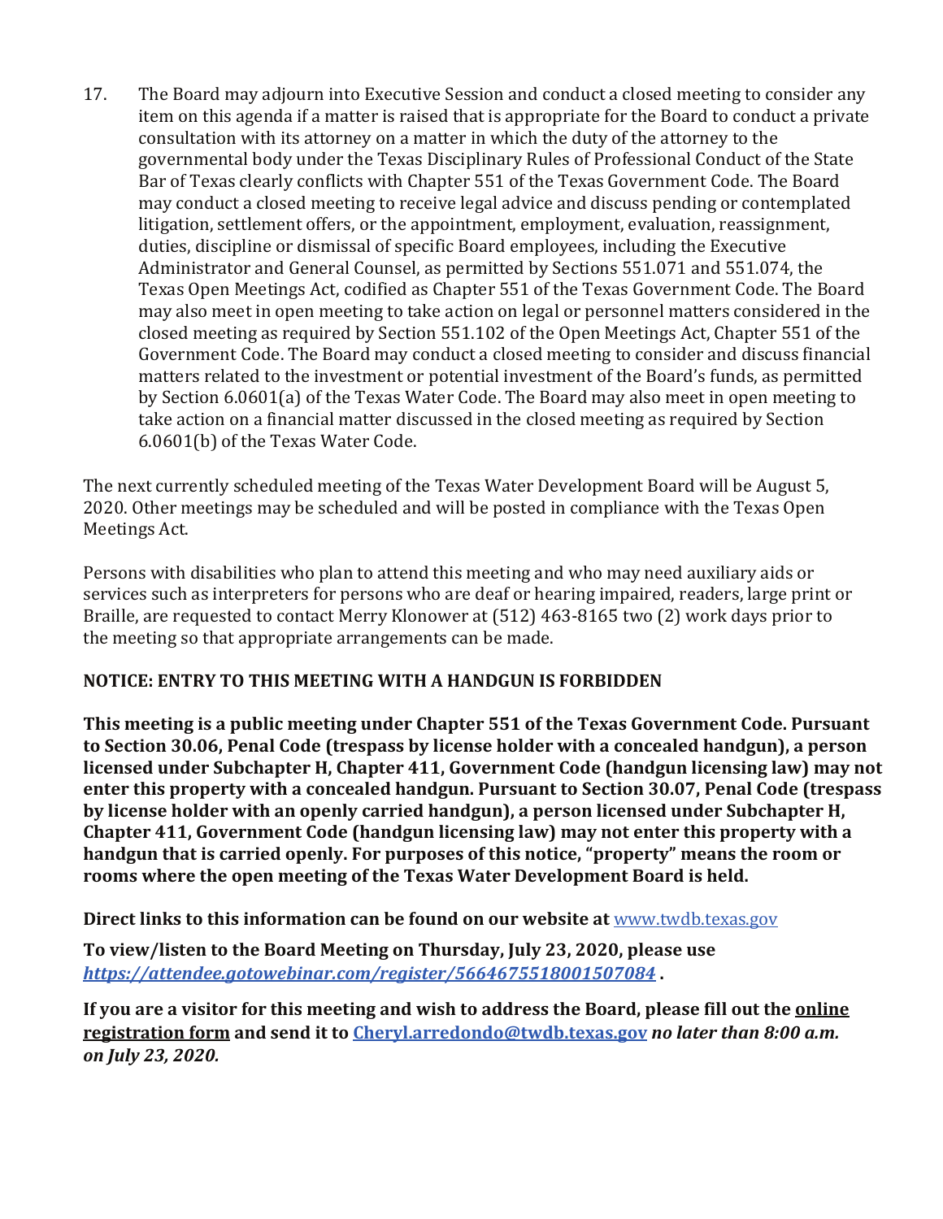17. The Board may adjourn into Executive Session and conduct a closed meeting to consider any item on this agenda if a matter is raised that is appropriate for the Board to conduct a private consultation with its attorney on a matter in which the duty of the attorney to the governmental body under the Texas Disciplinary Rules of Professional Conduct of the State Bar of Texas clearly conflicts with Chapter 551 of the Texas Government Code. The Board may conduct a closed meeting to receive legal advice and discuss pending or contemplated litigation, settlement offers, or the appointment, employment, evaluation, reassignment, duties, discipline or dismissal of specific Board employees, including the Executive Administrator and General Counsel, as permitted by Sections 551.071 and 551.074, the Texas Open Meetings Act, codified as Chapter 551 of the Texas Government Code. The Board may also meet in open meeting to take action on legal or personnel matters considered in the closed meeting as required by Section 551.102 of the Open Meetings Act, Chapter 551 of the Government Code. The Board may conduct a closed meeting to consider and discuss financial matters related to the investment or potential investment of the Board's funds, as permitted by Section 6.0601(a) of the Texas Water Code. The Board may also meet in open meeting to take action on a financial matter discussed in the closed meeting as required by Section 6.0601(b) of the Texas Water Code.

The next currently scheduled meeting of the Texas Water Development Board will be August 5, 2020. Other meetings may be scheduled and will be posted in compliance with the Texas Open Meetings Act.

Persons with disabilities who plan to attend this meeting and who may need auxiliary aids or services such as interpreters for persons who are deaf or hearing impaired, readers, large print or Braille, are requested to contact Merry Klonower at (512) 463-8165 two (2) work days prior to the meeting so that appropriate arrangements can be made.

**NOTICE: ENTRY TO THIS MEETING WITH A HANDGUN IS FORBIDDEN**

**This meeting is a public meeting under Chapter 551 of the Texas Government Code. Pursuant to Section 30.06, Penal Code (trespass by license holder with a concealed handgun), a person licensed under Subchapter H, Chapter 411, Government Code (handgun licensing law) may not enter this property with a concealed handgun. Pursuant to Section 30.07, Penal Code (trespass by license holder with an openly carried handgun), a person licensed under Subchapter H, Chapter 411, Government Code (handgun licensing law) may not enter this property with a handgun that is carried openly. For purposes of this notice, "property" means the room or rooms where the open meeting of the Texas Water Development Board is held.**

**Direct links to this information can be found on our website at** www.twdb.texas.gov

**To view/listen to the Board Meeting on Thursday, July 23, 2020, please use** ***https://attendee.gotowebinar.com/register/5664675518001507084*** **.**

**If you are a visitor for this meeting and wish to address the Board, please fill out the online registration form and send it to Cheryl.arredondo@twdb.texas.gov** ***no later than 8:00 a.m. on July 23, 2020.***